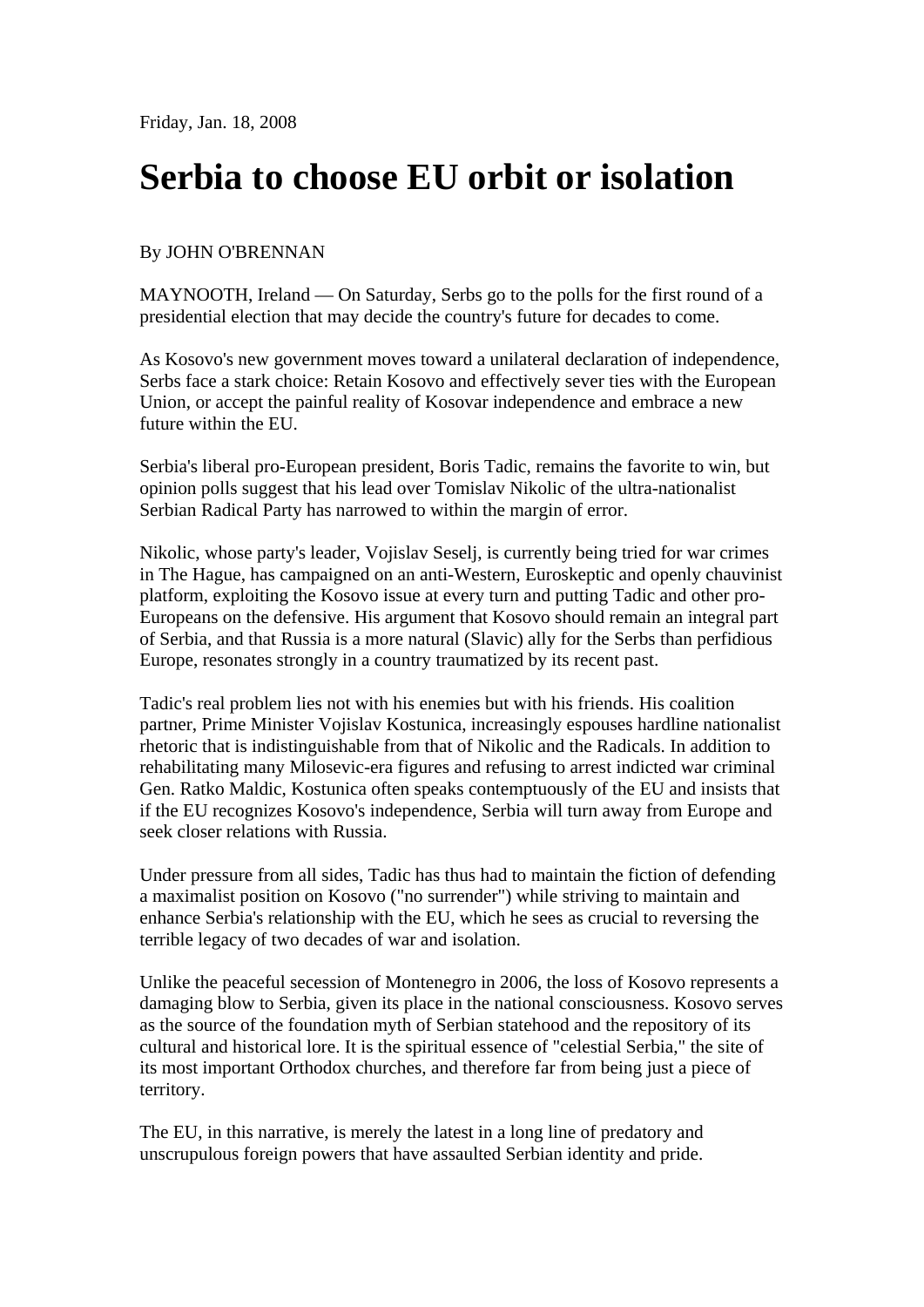Friday, Jan. 18, 2008

# Serbia to choose EU orbit or isolation

By JOHN O'BRENNAN

MAYNOOTH, Ireland — On Saturday, Serbs go to the polls for the first round of a presidential election that may decide the country's future for decades to come.

As Kosovo's new government moves toward a unilateral declaration of independence, Serbs face a stark choice: Retain Kosovo and effectively sever ties with the European Union, or accept the painful reality of Kosovar independence and embrace a new future within the EU.

Serbia's liberal pro-European president, Boris Tadic, remains the favorite to win, but opinion polls suggest that his lead over Tomislav Nikolic of the ultra-nationalist Serbian Radical Party has narrowed to within the margin of error.

Nikolic, whose party's leader, Vojislav Seselj, is currently being tried for war crimes in The Hague, has campaigned on an anti-Western, Euroskeptic and openly chauvinist platform, exploiting the Kosovo issue at every turn and putting Tadic and other pro-Europeans on the defensive. His argument that Kosovo should remain an integral part of Serbia, and that Russia is a more natural (Slavic) ally for the Serbs than perfidious Europe, resonates strongly in a country traumatized by its recent past.

Tadic's real problem lies not with his enemies but with his friends. His coalition partner, Prime Minister Vojislav Kostunica, increasingly espouses hardline nationalist rhetoric that is indistinguishable from that of Nikolic and the Radicals. In addition to rehabilitating many Milosevic-era figures and refusing to arrest indicted war criminal Gen. Ratko Maldic, Kostunica often speaks contemptuously of the EU and insists that if the EU recognizes Kosovo's independence, Serbia will turn away from Europe and seek closer relations with Russia.

Under pressure from all sides, Tadic has thus had to maintain the fiction of defending a maximalist position on Kosovo ("no surrender") while striving to maintain and enhance Serbia's relationship with the EU, which he sees as crucial to reversing the terrible legacy of two decades of war and isolation.

Unlike the peaceful secession of Montenegro in 2006, the loss of Kosovo represents a damaging blow to Serbia, given its place in the national consciousness. Kosovo serves as the source of the foundation myth of Serbian statehood and the repository of its cultural and historical lore. It is the spiritual essence of "celestial Serbia," the site of its most important Orthodox churches, and therefore far from being just a piece of territory.

The EU, in this narrative, is merely the latest in a long line of predatory and unscrupulous foreign powers that have assaulted Serbian identity and pride.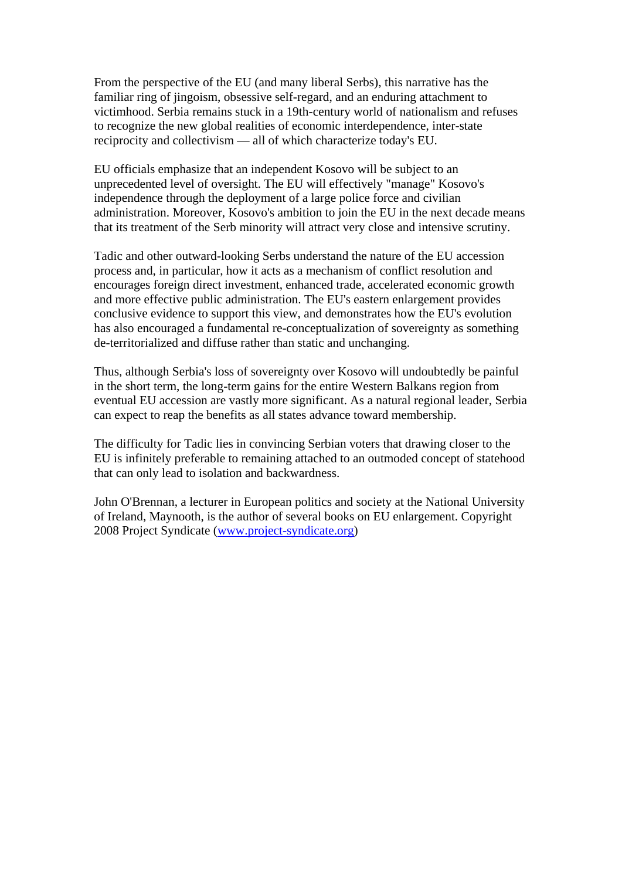From the perspective of the EU (and many liberal Serbs), this narrative has the familiar ring of jingoism, obsessive self-regard, and an enduring attachment to victimhood. Serbia remains stuck in a 19th-century world of nationalism and refuses to recognize the new global realities of economic interdependence, inter-state reciprocity and collectivism — all of which characterize today's EU.

EU officials emphasize that an independent Kosovo will be subject to an unprecedented level of oversight. The EU will effectively "manage" Kosovo's independence through the deployment of a large police force and civilian administration. Moreover, Kosovo's ambition to join the EU in the next decade means that its treatment of the Serb minority will attract very close and intensive scrutiny.

Tadic and other outward-looking Serbs understand the nature of the EU accession process and, in particular, how it acts as a mechanism of conflict resolution and encourages foreign direct investment, enhanced trade, accelerated economic growth and more effective public administration. The EU's eastern enlargement provides conclusive evidence to support this view, and demonstrates how the EU's evolution has also encouraged a fundamental re-conceptualization of sovereignty as something de-territorialized and diffuse rather than static and unchanging.

Thus, although Serbia's loss of sovereignty over Kosovo will undoubtedly be painful in the short term, the long-term gains for the entire Western Balkans region from eventual EU accession are vastly more significant. As a natural regional leader, Serbia can expect to reap the benefits as all states advance toward membership.

The difficulty for Tadic lies in convincing Serbian voters that drawing closer to the EU is infinitely preferable to remaining attached to an outmoded concept of statehood that can only lead to isolation and backwardness.

John O'Brennan, a lecturer in European politics and society at the National University of Ireland, Maynooth, is the author of several books on EU enlargement. Copyright 2008 Project Syndicate ([www.project-syndicate.org](http://www.project-syndicate.org))